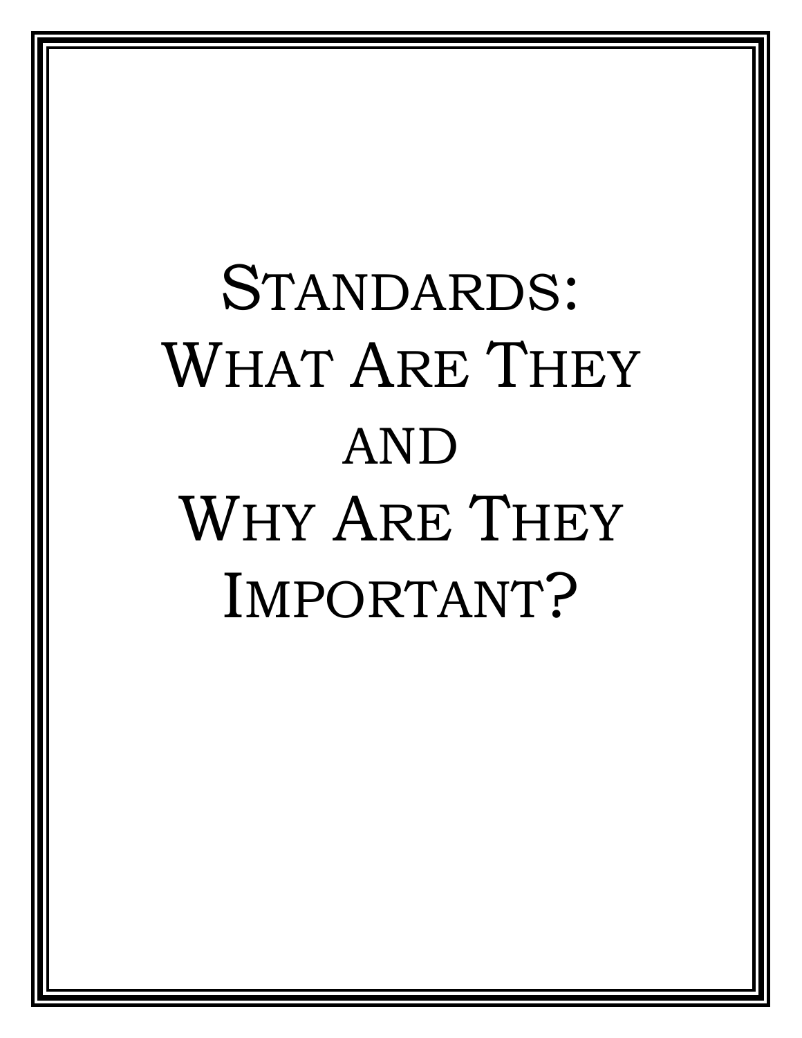# Standards: What Are They and Why Are They Important?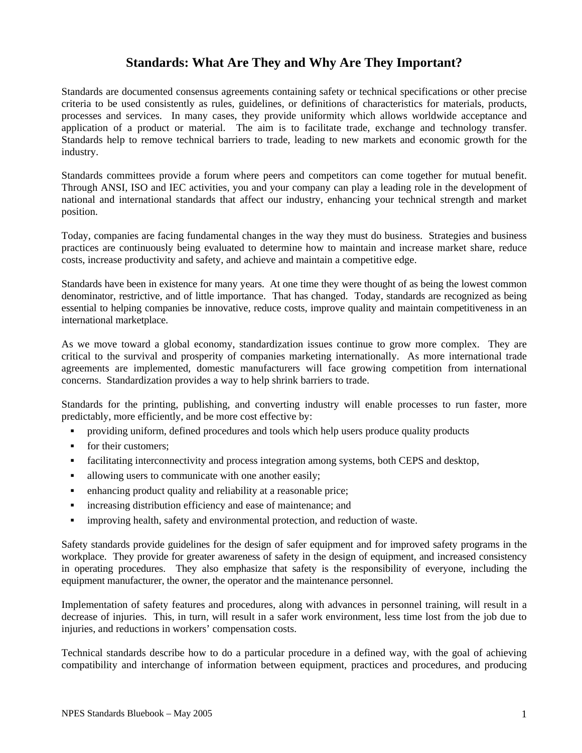# Standards: What Are They and Why Are They Important?

Standards are documented consensus agreements containing safety or technical specifications or other precise criteria to be used consistently as rules, guidelines, or definitions of characteristics for materials, products, processes and services. In many cases, they provide uniformity which allows worldwide acceptance and application of a product or material. The aim is to facilitate trade, exchange and technology transfer. Standards help to remove technical barriers to trade, leading to new markets and economic growth for the industry.

Standards committees provide a forum where peers and competitors can come together for mutual benefit. Through ANSI, ISO and IEC activities, you and your company can play a leading role in the development of national and international standards that affect our industry, enhancing your technical strength and market position.

Today, companies are facing fundamental changes in the way they must do business. Strategies and business practices are continuously being evaluated to determine how to maintain and increase market share, reduce costs, increase productivity and safety, and achieve and maintain a competitive edge.

Standards have been in existence for many years. At one time they were thought of as being the lowest common denominator, restrictive, and of little importance. That has changed. Today, standards are recognized as being essential to helping companies be innovative, reduce costs, improve quality and maintain competitiveness in an international marketplace.

As we move toward a global economy, standardization issues continue to grow more complex. They are critical to the survival and prosperity of companies marketing internationally. As more international trade agreements are implemented, domestic manufacturers will face growing competition from international concerns. Standardization provides a way to help shrink barriers to trade.

Standards for the printing, publishing, and converting industry will enable processes to run faster, more predictably, more efficiently, and be more cost effective by:

- providing uniform, defined procedures and tools which help users produce quality products
- for their customers;
- facilitating interconnectivity and process integration among systems, both CEPS and desktop,
- allowing users to communicate with one another easily;
- enhancing product quality and reliability at a reasonable price;
- increasing distribution efficiency and ease of maintenance; and
- improving health, safety and environmental protection, and reduction of waste.

Safety standards provide guidelines for the design of safer equipment and for improved safety programs in the workplace. They provide for greater awareness of safety in the design of equipment, and increased consistency in operating procedures. They also emphasize that safety is the responsibility of everyone, including the equipment manufacturer, the owner, the operator and the maintenance personnel.

Implementation of safety features and procedures, along with advances in personnel training, will result in a decrease of injuries. This, in turn, will result in a safer work environment, less time lost from the job due to injuries, and reductions in workers' compensation costs.

Technical standards describe how to do a particular procedure in a defined way, with the goal of achieving compatibility and interchange of information between equipment, practices and procedures, and producing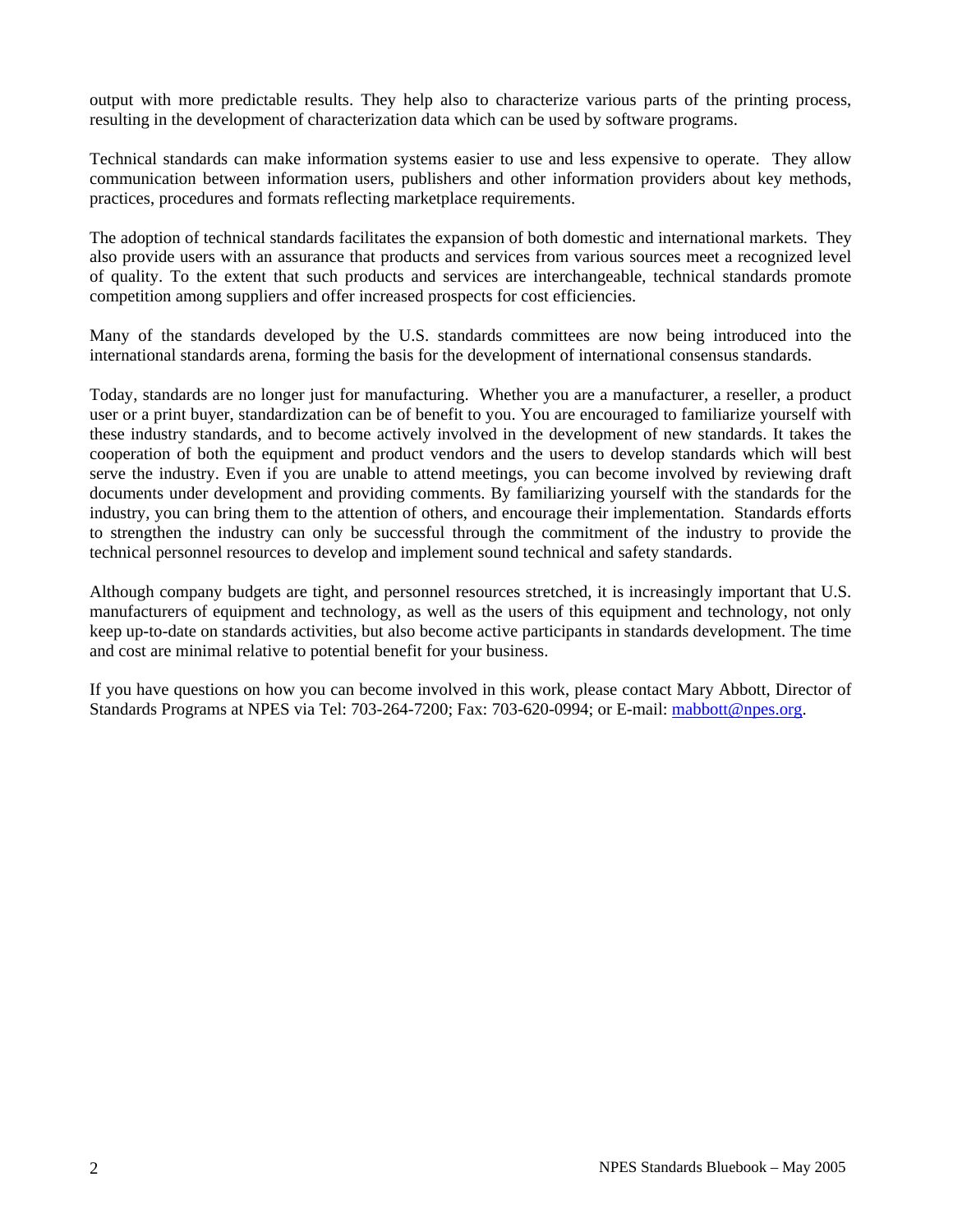output with more predictable results. They help also to characterize various parts of the printing process, resulting in the development of characterization data which can be used by software programs.

Technical standards can make information systems easier to use and less expensive to operate. They allow communication between information users, publishers and other information providers about key methods, practices, procedures and formats reflecting marketplace requirements.

The adoption of technical standards facilitates the expansion of both domestic and international markets. They also provide users with an assurance that products and services from various sources meet a recognized level of quality. To the extent that such products and services are interchangeable, technical standards promote competition among suppliers and offer increased prospects for cost efficiencies.

Many of the standards developed by the U.S. standards committees are now being introduced into the international standards arena, forming the basis for the development of international consensus standards.

Today, standards are no longer just for manufacturing. Whether you are a manufacturer, a reseller, a product user or a print buyer, standardization can be of benefit to you. You are encouraged to familiarize yourself with these industry standards, and to become actively involved in the development of new standards. It takes the cooperation of both the equipment and product vendors and the users to develop standards which will best serve the industry. Even if you are unable to attend meetings, you can become involved by reviewing draft documents under development and providing comments. By familiarizing yourself with the standards for the industry, you can bring them to the attention of others, and encourage their implementation. Standards efforts to strengthen the industry can only be successful through the commitment of the industry to provide the technical personnel resources to develop and implement sound technical and safety standards.

Although company budgets are tight, and personnel resources stretched, it is increasingly important that U.S. manufacturers of equipment and technology, as well as the users of this equipment and technology, not only keep up-to-date on standards activities, but also become active participants in standards development. The time and cost are minimal relative to potential benefit for your business.

If you have questions on how you can become involved in this work, please contact Mary Abbott, Director of Standards Programs at NPES via Tel: 703-264-7200; Fax: 703-620-0994; or E-mail: mabbott@npes.org.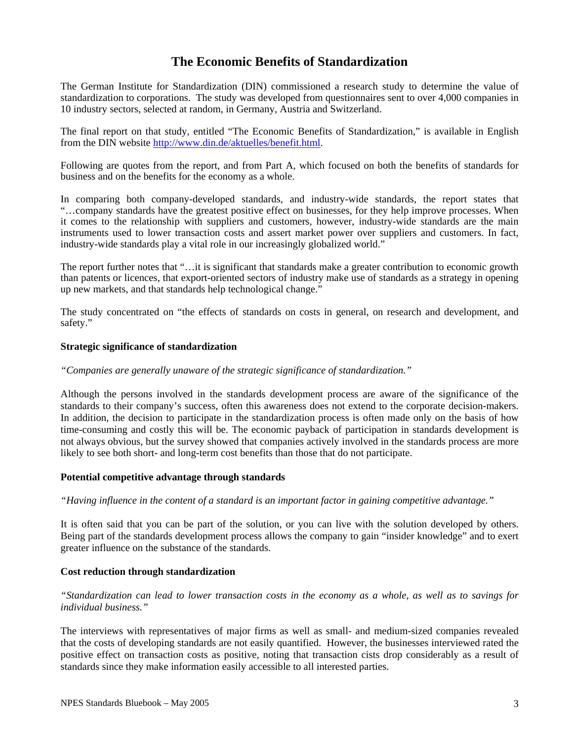# The Economic Benefits of Standardization

The German Institute for Standardization (DIN) commissioned a research study to determine the value of standardization to corporations. The study was developed from questionnaires sent to over 4,000 companies in 10 industry sectors, selected at random, in Germany, Austria and Switzerland.

The final report on that study, entitled "The Economic Benefits of Standardization," is available in English from the DIN website http://www.din.de/aktuelles/benefit.html.

Following are quotes from the report, and from Part A, which focused on both the benefits of standards for business and on the benefits for the economy as a whole.

In comparing both company-developed standards, and industry-wide standards, the report states that "…company standards have the greatest positive effect on businesses, for they help improve processes. When it comes to the relationship with suppliers and customers, however, industry-wide standards are the main instruments used to lower transaction costs and assert market power over suppliers and customers. In fact, industry-wide standards play a vital role in our increasingly globalized world."

The report further notes that "…it is significant that standards make a greater contribution to economic growth than patents or licences, that export-oriented sectors of industry make use of standards as a strategy in opening up new markets, and that standards help technological change."

The study concentrated on "the effects of standards on costs in general, on research and development, and safety."

### Strategic significance of standardization

*"Companies are generally unaware of the strategic significance of standardization."*

Although the persons involved in the standards development process are aware of the significance of the standards to their company's success, often this awareness does not extend to the corporate decision-makers. In addition, the decision to participate in the standardization process is often made only on the basis of how time-consuming and costly this will be. The economic payback of participation in standards development is not always obvious, but the survey showed that companies actively involved in the standards process are more likely to see both short- and long-term cost benefits than those that do not participate.

### Potential competitive advantage through standards

*"Having influence in the content of a standard is an important factor in gaining competitive advantage."*

It is often said that you can be part of the solution, or you can live with the solution developed by others. Being part of the standards development process allows the company to gain "insider knowledge" and to exert greater influence on the substance of the standards.

### Cost reduction through standardization

*"Standardization can lead to lower transaction costs in the economy as a whole, as well as to savings for individual business."*

The interviews with representatives of major firms as well as small- and medium-sized companies revealed that the costs of developing standards are not easily quantified. However, the businesses interviewed rated the positive effect on transaction costs as positive, noting that transaction cists drop considerably as a result of standards since they make information easily accessible to all interested parties.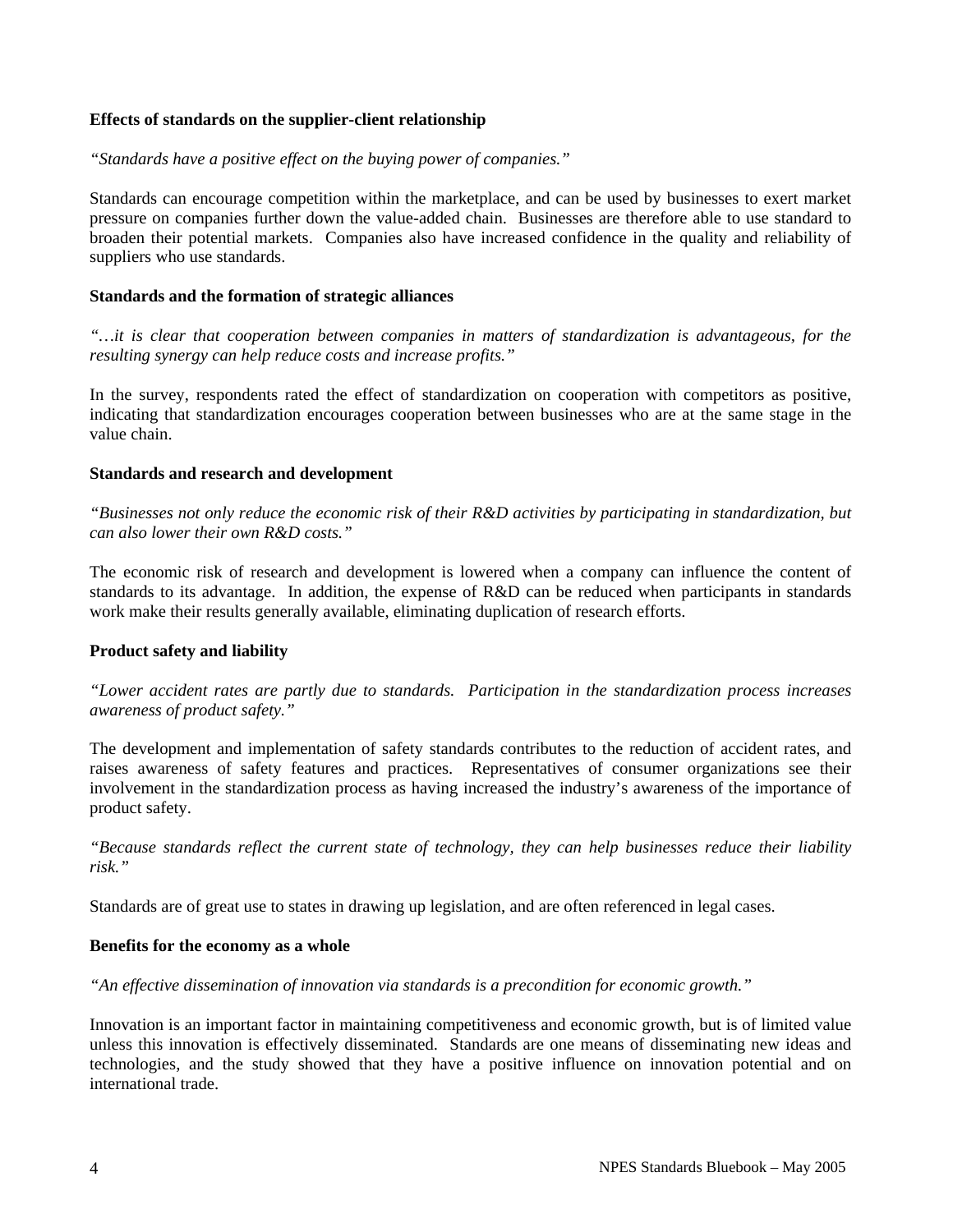**Effects of standards on the supplier-client relationship**

*"Standards have a positive effect on the buying power of companies."*

Standards can encourage competition within the marketplace, and can be used by businesses to exert market pressure on companies further down the value-added chain. Businesses are therefore able to use standard to broaden their potential markets. Companies also have increased confidence in the quality and reliability of suppliers who use standards.

**Standards and the formation of strategic alliances**

*"…it is clear that cooperation between companies in matters of standardization is advantageous, for the resulting synergy can help reduce costs and increase profits."*

In the survey, respondents rated the effect of standardization on cooperation with competitors as positive, indicating that standardization encourages cooperation between businesses who are at the same stage in the value chain.

**Standards and research and development**

*"Businesses not only reduce the economic risk of their R&D activities by participating in standardization, but can also lower their own R&D costs."*

The economic risk of research and development is lowered when a company can influence the content of standards to its advantage. In addition, the expense of R&D can be reduced when participants in standards work make their results generally available, eliminating duplication of research efforts.

**Product safety and liability**

*"Lower accident rates are partly due to standards. Participation in the standardization process increases awareness of product safety."*

The development and implementation of safety standards contributes to the reduction of accident rates, and raises awareness of safety features and practices. Representatives of consumer organizations see their involvement in the standardization process as having increased the industry's awareness of the importance of product safety.

*"Because standards reflect the current state of technology, they can help businesses reduce their liability risk."*

Standards are of great use to states in drawing up legislation, and are often referenced in legal cases.

**Benefits for the economy as a whole**

*"An effective dissemination of innovation via standards is a precondition for economic growth."*

Innovation is an important factor in maintaining competitiveness and economic growth, but is of limited value unless this innovation is effectively disseminated. Standards are one means of disseminating new ideas and technologies, and the study showed that they have a positive influence on innovation potential and on international trade.